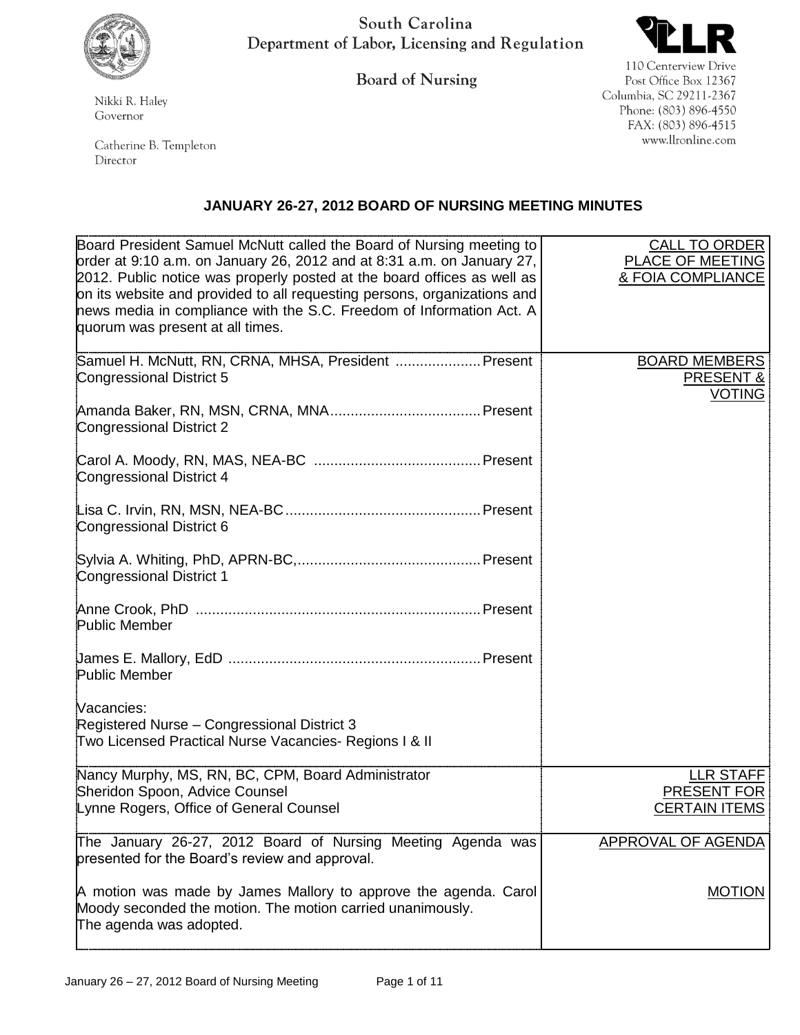South Carolina
Department of Labor, Licensing and Regulation

Board of Nursing

Nikki R. Haley
Governor

Catherine B. Templeton
Director

110 Centerview Drive
Post Office Box 12367
Columbia, SC 29211-2367
Phone: (803) 896-4550
FAX: (803) 896-4515
www.llronline.com

## JANUARY 26-27, 2012 BOARD OF NURSING MEETING MINUTES

| | |
|---|---|
| Board President Samuel McNutt called the Board of Nursing meeting to order at 9:10 a.m. on January 26, 2012 and at 8:31 a.m. on January 27, 2012. Public notice was properly posted at the board offices as well as on its website and provided to all requesting persons, organizations and news media in compliance with the S.C. Freedom of Information Act. A quorum was present at all times. | CALL TO ORDER PLACE OF MEETING & FOIA COMPLIANCE |
| Samuel H. McNutt, RN, CRNA, MHSA, President ..................... Present<br>Congressional District 5<br><br>Amanda Baker, RN, MSN, CRNA, MNA..................................... Present<br>Congressional District 2<br><br>Carol A. Moody, RN, MAS, NEA-BC ......................................... Present<br>Congressional District 4<br><br>Lisa C. Irvin, RN, MSN, NEA-BC................................................ Present<br>Congressional District 6<br><br>Sylvia A. Whiting, PhD, APRN-BC,............................................. Present<br>Congressional District 1<br><br>Anne Crook, PhD ...................................................................... Present<br>Public Member<br><br>James E. Mallory, EdD ............................................................. Present<br>Public Member<br><br>Vacancies:<br>Registered Nurse – Congressional District 3<br>Two Licensed Practical Nurse Vacancies- Regions I & II | BOARD MEMBERS PRESENT & VOTING |
| Nancy Murphy, MS, RN, BC, CPM, Board Administrator<br>Sheridon Spoon, Advice Counsel<br>Lynne Rogers, Office of General Counsel | LLR STAFF PRESENT FOR CERTAIN ITEMS |
| The January 26-27, 2012 Board of Nursing Meeting Agenda was presented for the Board's review and approval.<br><br>A motion was made by James Mallory to approve the agenda. Carol Moody seconded the motion. The motion carried unanimously.<br>The agenda was adopted. | APPROVAL OF AGENDA<br><br>MOTION |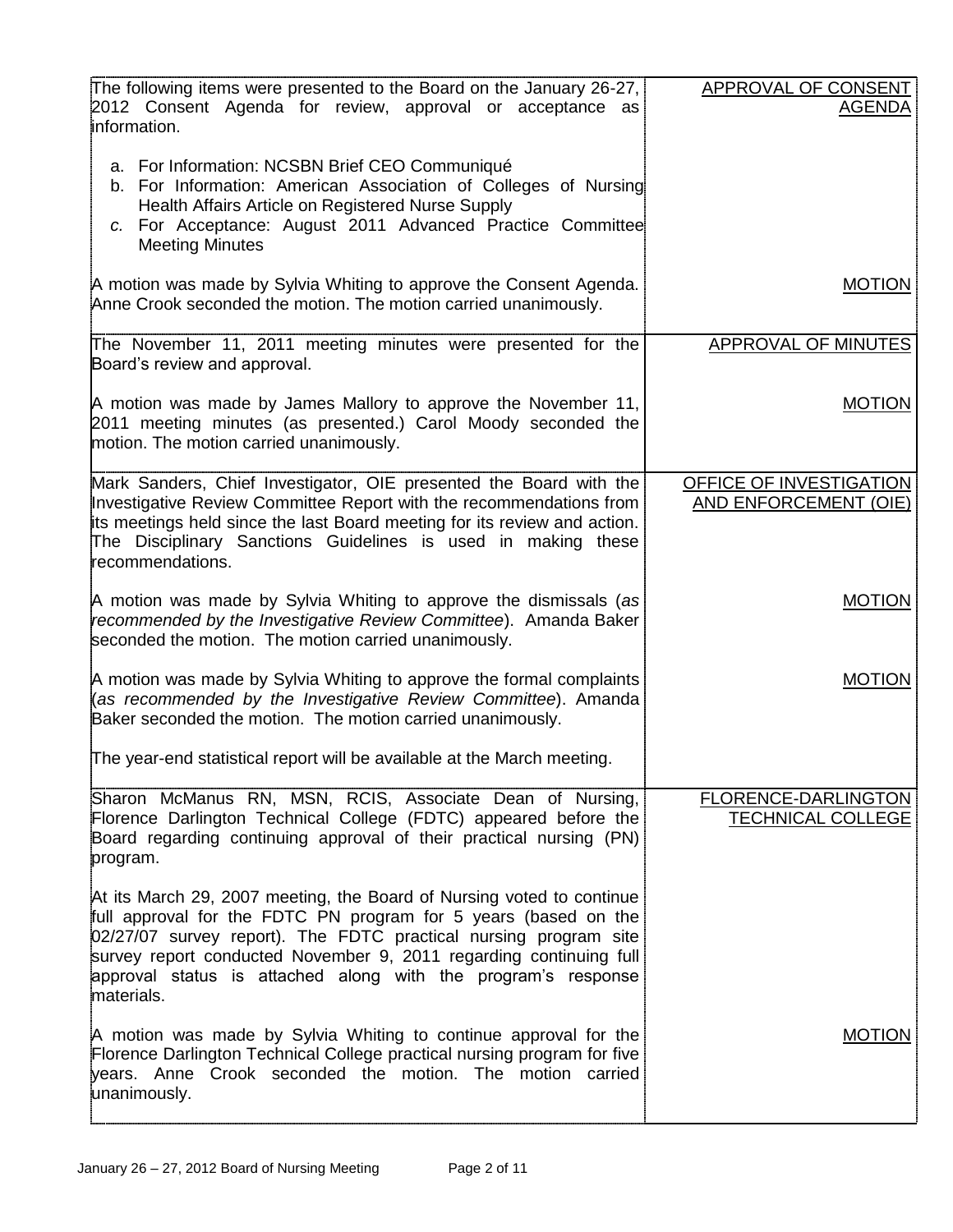| | |
|---|---|
| The following items were presented to the Board on the January 26-27, 2012 Consent Agenda for review, approval or acceptance as information.<br><br>a. For Information: NCSBN Brief CEO Communiqué<br>b. For Information: American Association of Colleges of Nursing Health Affairs Article on Registered Nurse Supply<br>*c.* For Acceptance: August 2011 Advanced Practice Committee Meeting Minutes | APPROVAL OF CONSENT AGENDA |
| A motion was made by Sylvia Whiting to approve the Consent Agenda. Anne Crook seconded the motion. The motion carried unanimously. | MOTION |
| The November 11, 2011 meeting minutes were presented for the Board's review and approval. | APPROVAL OF MINUTES |
| A motion was made by James Mallory to approve the November 11, 2011 meeting minutes (as presented.) Carol Moody seconded the motion. The motion carried unanimously. | MOTION |
| Mark Sanders, Chief Investigator, OIE presented the Board with the Investigative Review Committee Report with the recommendations from its meetings held since the last Board meeting for its review and action. The Disciplinary Sanctions Guidelines is used in making these recommendations. | OFFICE OF INVESTIGATION AND ENFORCEMENT (OIE) |
| A motion was made by Sylvia Whiting to approve the dismissals (*as recommended by the Investigative Review Committee*). Amanda Baker seconded the motion. The motion carried unanimously. | MOTION |
| A motion was made by Sylvia Whiting to approve the formal complaints (*as recommended by the Investigative Review Committee*). Amanda Baker seconded the motion. The motion carried unanimously.<br><br>The year-end statistical report will be available at the March meeting. | MOTION |
| Sharon McManus RN, MSN, RCIS, Associate Dean of Nursing, Florence Darlington Technical College (FDTC) appeared before the Board regarding continuing approval of their practical nursing (PN) program.<br><br>At its March 29, 2007 meeting, the Board of Nursing voted to continue full approval for the FDTC PN program for 5 years (based on the 02/27/07 survey report). The FDTC practical nursing program site survey report conducted November 9, 2011 regarding continuing full approval status is attached along with the program's response materials. | FLORENCE-DARLINGTON TECHNICAL COLLEGE |
| A motion was made by Sylvia Whiting to continue approval for the Florence Darlington Technical College practical nursing program for five years. Anne Crook seconded the motion. The motion carried unanimously. | MOTION |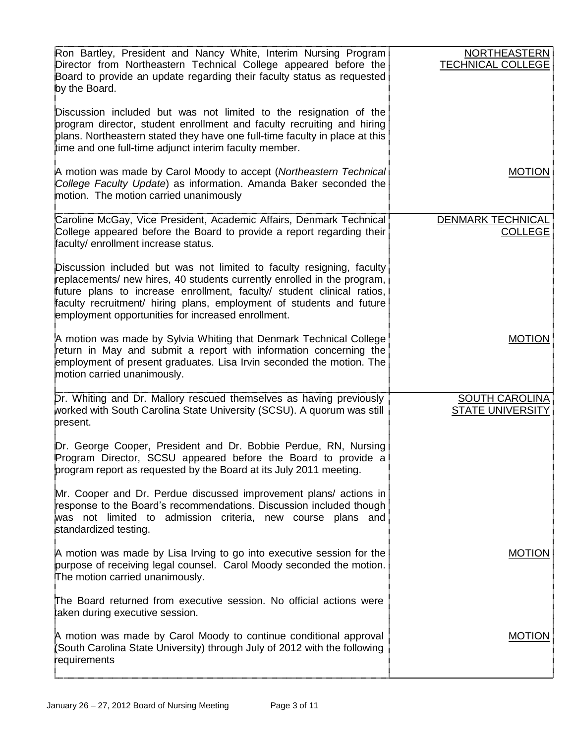| | |
|---|---|
| Ron Bartley, President and Nancy White, Interim Nursing Program Director from Northeastern Technical College appeared before the Board to provide an update regarding their faculty status as requested by the Board.<br><br>Discussion included but was not limited to the resignation of the program director, student enrollment and faculty recruiting and hiring plans. Northeastern stated they have one full-time faculty in place at this time and one full-time adjunct interim faculty member. | NORTHEASTERN TECHNICAL COLLEGE |
| A motion was made by Carol Moody to accept (*Northeastern Technical College Faculty Update*) as information. Amanda Baker seconded the motion. The motion carried unanimously | MOTION |
| Caroline McGay, Vice President, Academic Affairs, Denmark Technical College appeared before the Board to provide a report regarding their faculty/ enrollment increase status.<br><br>Discussion included but was not limited to faculty resigning, faculty replacements/ new hires, 40 students currently enrolled in the program, future plans to increase enrollment, faculty/ student clinical ratios, faculty recruitment/ hiring plans, employment of students and future employment opportunities for increased enrollment. | DENMARK TECHNICAL COLLEGE |
| A motion was made by Sylvia Whiting that Denmark Technical College return in May and submit a report with information concerning the employment of present graduates. Lisa Irvin seconded the motion. The motion carried unanimously. | MOTION |
| Dr. Whiting and Dr. Mallory rescued themselves as having previously worked with South Carolina State University (SCSU). A quorum was still present.<br><br>Dr. George Cooper, President and Dr. Bobbie Perdue, RN, Nursing Program Director, SCSU appeared before the Board to provide a program report as requested by the Board at its July 2011 meeting.<br><br>Mr. Cooper and Dr. Perdue discussed improvement plans/ actions in response to the Board's recommendations. Discussion included though was not limited to admission criteria, new course plans and standardized testing. | SOUTH CAROLINA STATE UNIVERSITY |
| A motion was made by Lisa Irving to go into executive session for the purpose of receiving legal counsel. Carol Moody seconded the motion. The motion carried unanimously.<br><br>The Board returned from executive session. No official actions were taken during executive session. | MOTION |
| A motion was made by Carol Moody to continue conditional approval (South Carolina State University) through July of 2012 with the following requirements | MOTION |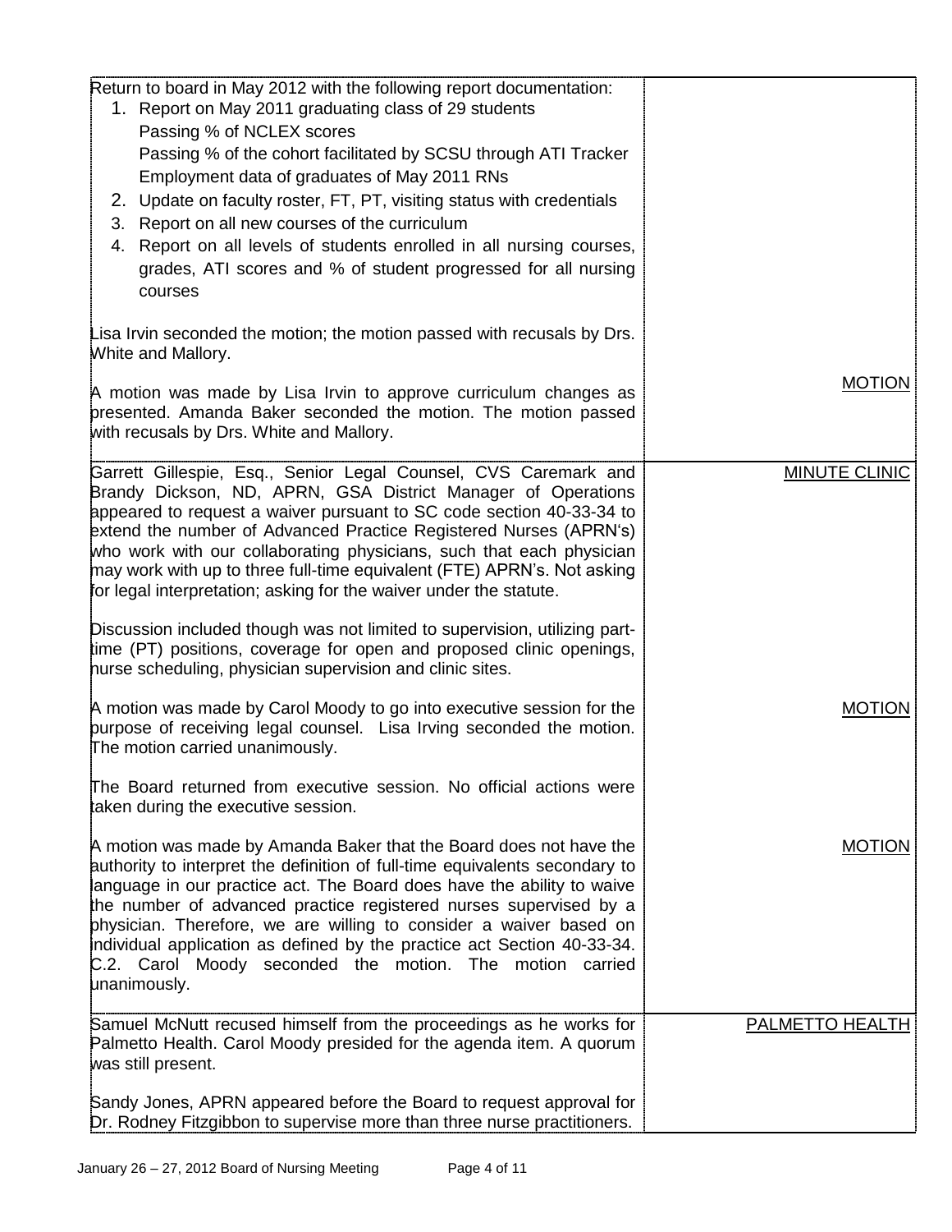| | |
|---|---|
| Return to board in May 2012 with the following report documentation:<br>1. Report on May 2011 graduating class of 29 students<br>Passing % of NCLEX scores<br>Passing % of the cohort facilitated by SCSU through ATI Tracker<br>Employment data of graduates of May 2011 RNs<br>2. Update on faculty roster, FT, PT, visiting status with credentials<br>3. Report on all new courses of the curriculum<br>4. Report on all levels of students enrolled in all nursing courses, grades, ATI scores and % of student progressed for all nursing courses<br><br>Lisa Irvin seconded the motion; the motion passed with recusals by Drs. White and Mallory.<br><br>A motion was made by Lisa Irvin to approve curriculum changes as presented. Amanda Baker seconded the motion. The motion passed with recusals by Drs. White and Mallory. | <br><br><br><br><br><br><br><br><br><br><br><br>MOTION |
| Garrett Gillespie, Esq., Senior Legal Counsel, CVS Caremark and Brandy Dickson, ND, APRN, GSA District Manager of Operations appeared to request a waiver pursuant to SC code section 40-33-34 to extend the number of Advanced Practice Registered Nurses (APRN's) who work with our collaborating physicians, such that each physician may work with up to three full-time equivalent (FTE) APRN's. Not asking for legal interpretation; asking for the waiver under the statute.<br><br>Discussion included though was not limited to supervision, utilizing part-time (PT) positions, coverage for open and proposed clinic openings, nurse scheduling, physician supervision and clinic sites.<br><br>A motion was made by Carol Moody to go into executive session for the purpose of receiving legal counsel. Lisa Irving seconded the motion. The motion carried unanimously.<br><br>The Board returned from executive session. No official actions were taken during the executive session.<br><br>A motion was made by Amanda Baker that the Board does not have the authority to interpret the definition of full-time equivalents secondary to language in our practice act. The Board does have the ability to waive the number of advanced practice registered nurses supervised by a physician. Therefore, we are willing to consider a waiver based on individual application as defined by the practice act Section 40-33-34. C.2. Carol Moody seconded the motion. The motion carried unanimously. | MINUTE CLINIC<br><br><br><br><br><br><br><br><br><br><br>MOTION<br><br><br><br><br><br>MOTION |
| Samuel McNutt recused himself from the proceedings as he works for Palmetto Health. Carol Moody presided for the agenda item. A quorum was still present.<br><br>Sandy Jones, APRN appeared before the Board to request approval for Dr. Rodney Fitzgibbon to supervise more than three nurse practitioners. | PALMETTO HEALTH |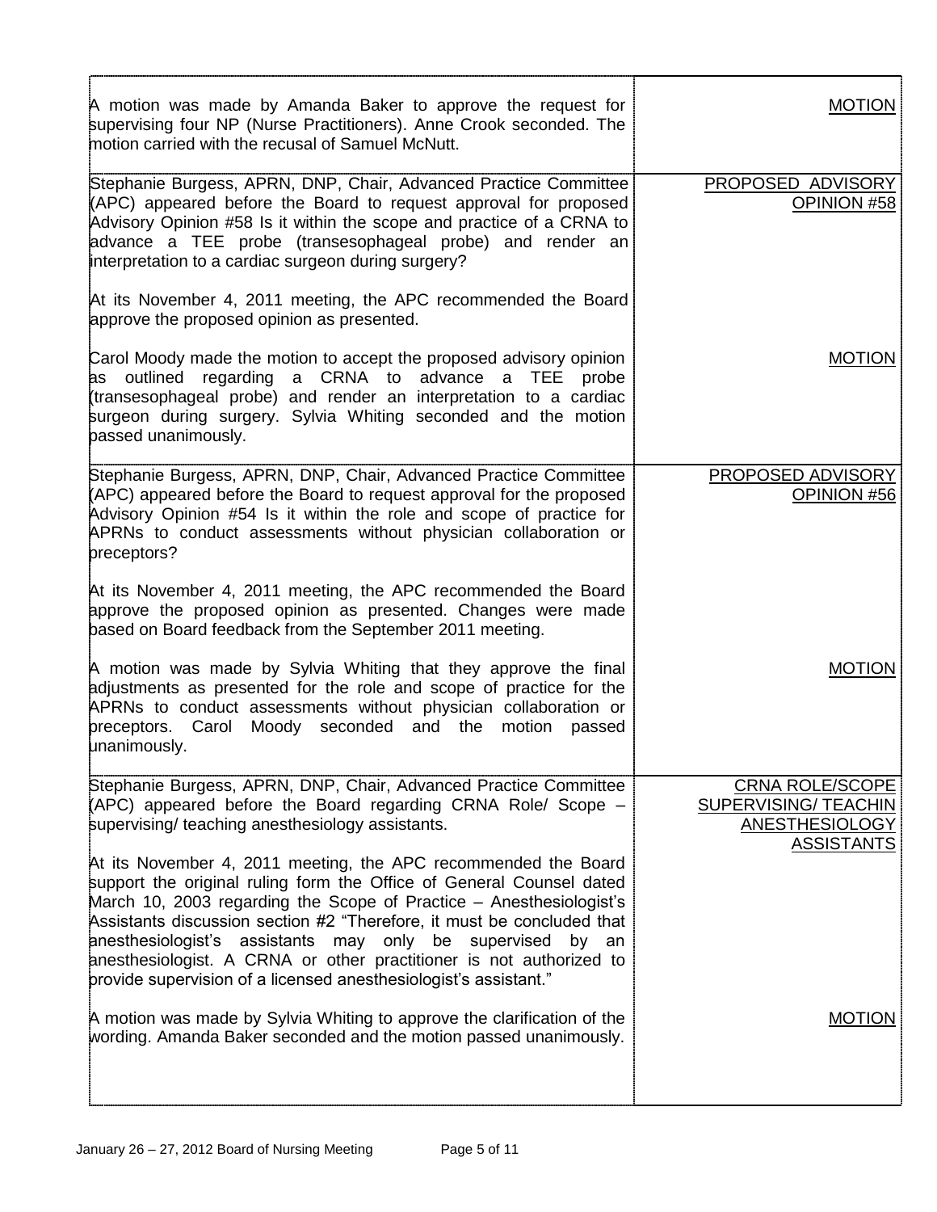| | |
|---|---|
| A motion was made by Amanda Baker to approve the request for supervising four NP (Nurse Practitioners). Anne Crook seconded. The motion carried with the recusal of Samuel McNutt. | MOTION |
| Stephanie Burgess, APRN, DNP, Chair, Advanced Practice Committee (APC) appeared before the Board to request approval for proposed Advisory Opinion #58 Is it within the scope and practice of a CRNA to advance a TEE probe (transesophageal probe) and render an interpretation to a cardiac surgeon during surgery?<br><br>At its November 4, 2011 meeting, the APC recommended the Board approve the proposed opinion as presented. | PROPOSED ADVISORY OPINION #58 |
| Carol Moody made the motion to accept the proposed advisory opinion as outlined regarding a CRNA to advance a TEE probe (transesophageal probe) and render an interpretation to a cardiac surgeon during surgery. Sylvia Whiting seconded and the motion passed unanimously. | MOTION |
| Stephanie Burgess, APRN, DNP, Chair, Advanced Practice Committee (APC) appeared before the Board to request approval for the proposed Advisory Opinion #54 Is it within the role and scope of practice for APRNs to conduct assessments without physician collaboration or preceptors?<br><br>At its November 4, 2011 meeting, the APC recommended the Board approve the proposed opinion as presented. Changes were made based on Board feedback from the September 2011 meeting. | PROPOSED ADVISORY OPINION #56 |
| A motion was made by Sylvia Whiting that they approve the final adjustments as presented for the role and scope of practice for the APRNs to conduct assessments without physician collaboration or preceptors. Carol Moody seconded and the motion passed unanimously. | MOTION |
| Stephanie Burgess, APRN, DNP, Chair, Advanced Practice Committee (APC) appeared before the Board regarding CRNA Role/ Scope – supervising/ teaching anesthesiology assistants.<br><br>At its November 4, 2011 meeting, the APC recommended the Board support the original ruling form the Office of General Counsel dated March 10, 2003 regarding the Scope of Practice – Anesthesiologist's Assistants discussion section #2 "Therefore, it must be concluded that anesthesiologist's assistants may only be supervised by an anesthesiologist. A CRNA or other practitioner is not authorized to provide supervision of a licensed anesthesiologist's assistant." | CRNA ROLE/SCOPE SUPERVISING/ TEACHIN ANESTHESIOLOGY ASSISTANTS |
| A motion was made by Sylvia Whiting to approve the clarification of the wording. Amanda Baker seconded and the motion passed unanimously. | MOTION |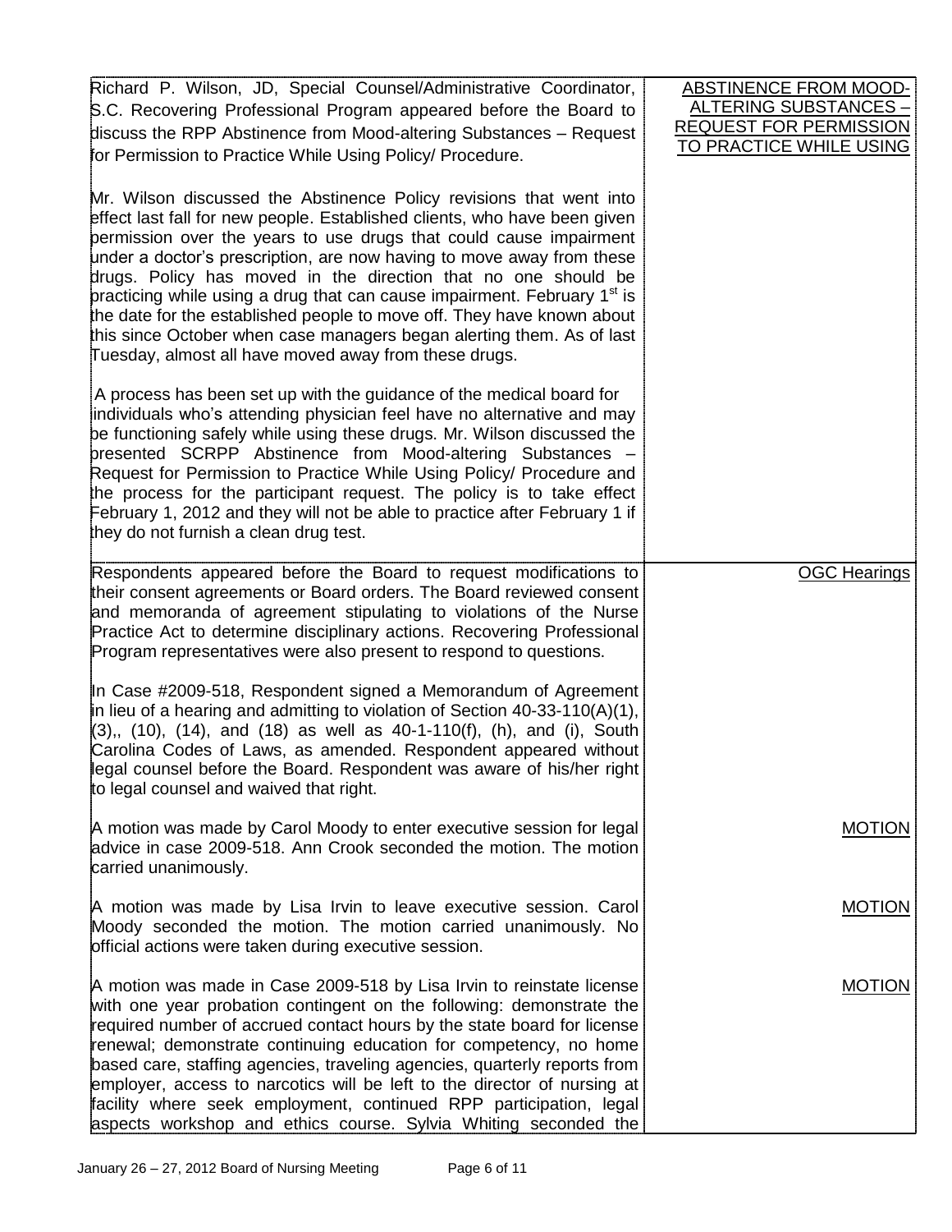| | |
|---|---|
| Richard P. Wilson, JD, Special Counsel/Administrative Coordinator, S.C. Recovering Professional Program appeared before the Board to discuss the RPP Abstinence from Mood-altering Substances – Request for Permission to Practice While Using Policy/ Procedure.<br><br>Mr. Wilson discussed the Abstinence Policy revisions that went into effect last fall for new people. Established clients, who have been given permission over the years to use drugs that could cause impairment under a doctor's prescription, are now having to move away from these drugs. Policy has moved in the direction that no one should be practicing while using a drug that can cause impairment. February 1st is the date for the established people to move off. They have known about this since October when case managers began alerting them. As of last Tuesday, almost all have moved away from these drugs.<br><br>A process has been set up with the guidance of the medical board for individuals who's attending physician feel have no alternative and may be functioning safely while using these drugs. Mr. Wilson discussed the presented SCRPP Abstinence from Mood-altering Substances – Request for Permission to Practice While Using Policy/ Procedure and the process for the participant request. The policy is to take effect February 1, 2012 and they will not be able to practice after February 1 if they do not furnish a clean drug test. | <u>ABSTINENCE FROM MOOD-ALTERING SUBSTANCES – REQUEST FOR PERMISSION TO PRACTICE WHILE USING</u> |
| Respondents appeared before the Board to request modifications to their consent agreements or Board orders. The Board reviewed consent and memoranda of agreement stipulating to violations of the Nurse Practice Act to determine disciplinary actions. Recovering Professional Program representatives were also present to respond to questions.<br><br>In Case #2009-518, Respondent signed a Memorandum of Agreement in lieu of a hearing and admitting to violation of Section 40-33-110(A)(1), (3),, (10), (14), and (18) as well as 40-1-110(f), (h), and (i), South Carolina Codes of Laws, as amended. Respondent appeared without legal counsel before the Board. Respondent was aware of his/her right to legal counsel and waived that right. | <u>OGC Hearings</u> |
| A motion was made by Carol Moody to enter executive session for legal advice in case 2009-518. Ann Crook seconded the motion. The motion carried unanimously. | <u>MOTION</u> |
| A motion was made by Lisa Irvin to leave executive session. Carol Moody seconded the motion. The motion carried unanimously. No official actions were taken during executive session. | <u>MOTION</u> |
| A motion was made in Case 2009-518 by Lisa Irvin to reinstate license with one year probation contingent on the following: demonstrate the required number of accrued contact hours by the state board for license renewal; demonstrate continuing education for competency, no home based care, staffing agencies, traveling agencies, quarterly reports from employer, access to narcotics will be left to the director of nursing at facility where seek employment, continued RPP participation, legal aspects workshop and ethics course. Sylvia Whiting seconded the | <u>MOTION</u> |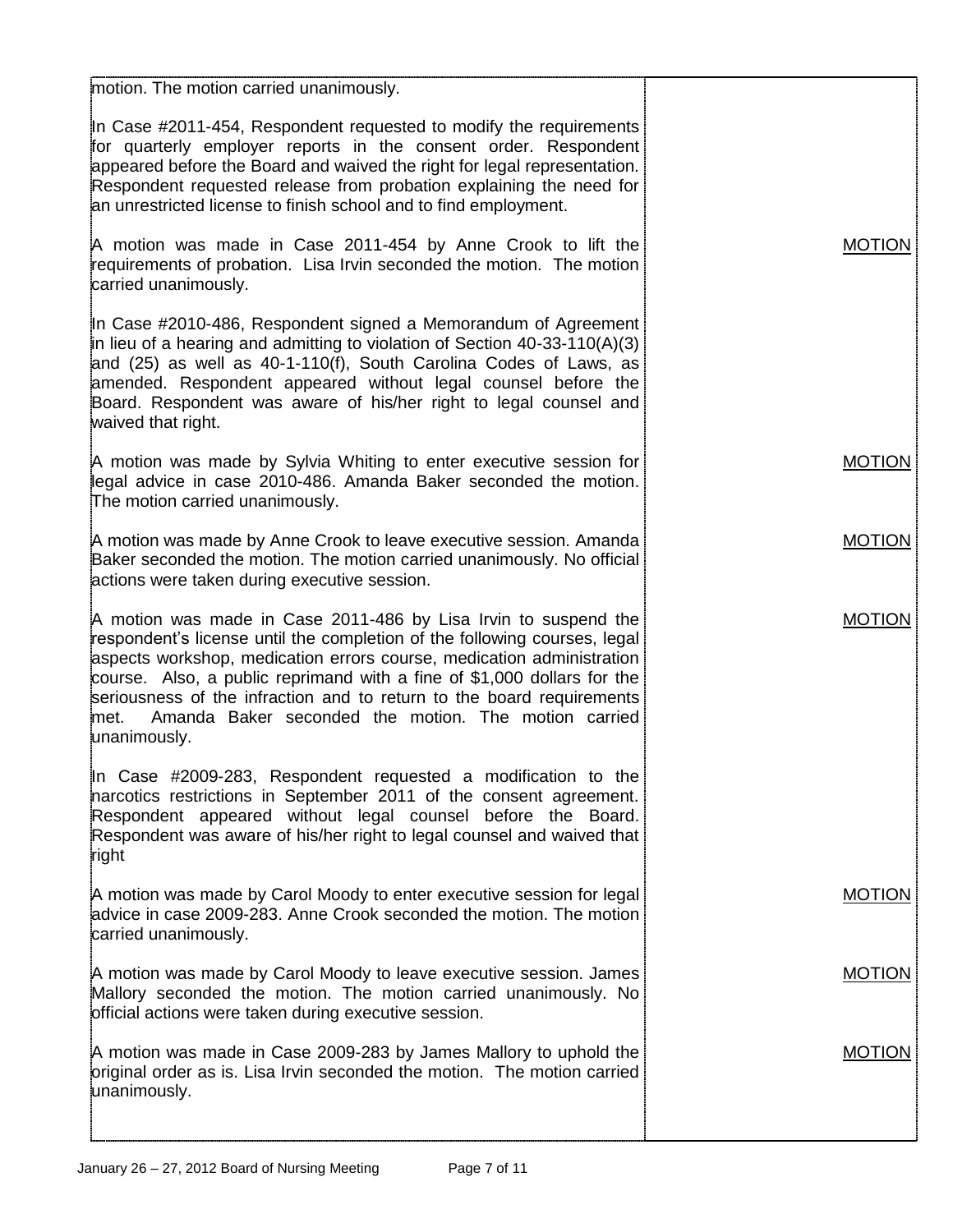| | |
|---|---|
| motion. The motion carried unanimously. | |
| In Case #2011-454, Respondent requested to modify the requirements for quarterly employer reports in the consent order. Respondent appeared before the Board and waived the right for legal representation. Respondent requested release from probation explaining the need for an unrestricted license to finish school and to find employment. | |
| A motion was made in Case 2011-454 by Anne Crook to lift the requirements of probation. Lisa Irvin seconded the motion. The motion carried unanimously. | MOTION |
| In Case #2010-486, Respondent signed a Memorandum of Agreement in lieu of a hearing and admitting to violation of Section 40-33-110(A)(3) and (25) as well as 40-1-110(f), South Carolina Codes of Laws, as amended. Respondent appeared without legal counsel before the Board. Respondent was aware of his/her right to legal counsel and waived that right. | |
| A motion was made by Sylvia Whiting to enter executive session for legal advice in case 2010-486. Amanda Baker seconded the motion. The motion carried unanimously. | MOTION |
| A motion was made by Anne Crook to leave executive session. Amanda Baker seconded the motion. The motion carried unanimously. No official actions were taken during executive session. | MOTION |
| A motion was made in Case 2011-486 by Lisa Irvin to suspend the respondent's license until the completion of the following courses, legal aspects workshop, medication errors course, medication administration course. Also, a public reprimand with a fine of $1,000 dollars for the seriousness of the infraction and to return to the board requirements met. Amanda Baker seconded the motion. The motion carried unanimously. | MOTION |
| In Case #2009-283, Respondent requested a modification to the narcotics restrictions in September 2011 of the consent agreement. Respondent appeared without legal counsel before the Board. Respondent was aware of his/her right to legal counsel and waived that right | |
| A motion was made by Carol Moody to enter executive session for legal advice in case 2009-283. Anne Crook seconded the motion. The motion carried unanimously. | MOTION |
| A motion was made by Carol Moody to leave executive session. James Mallory seconded the motion. The motion carried unanimously. No official actions were taken during executive session. | MOTION |
| A motion was made in Case 2009-283 by James Mallory to uphold the original order as is. Lisa Irvin seconded the motion. The motion carried unanimously. | MOTION |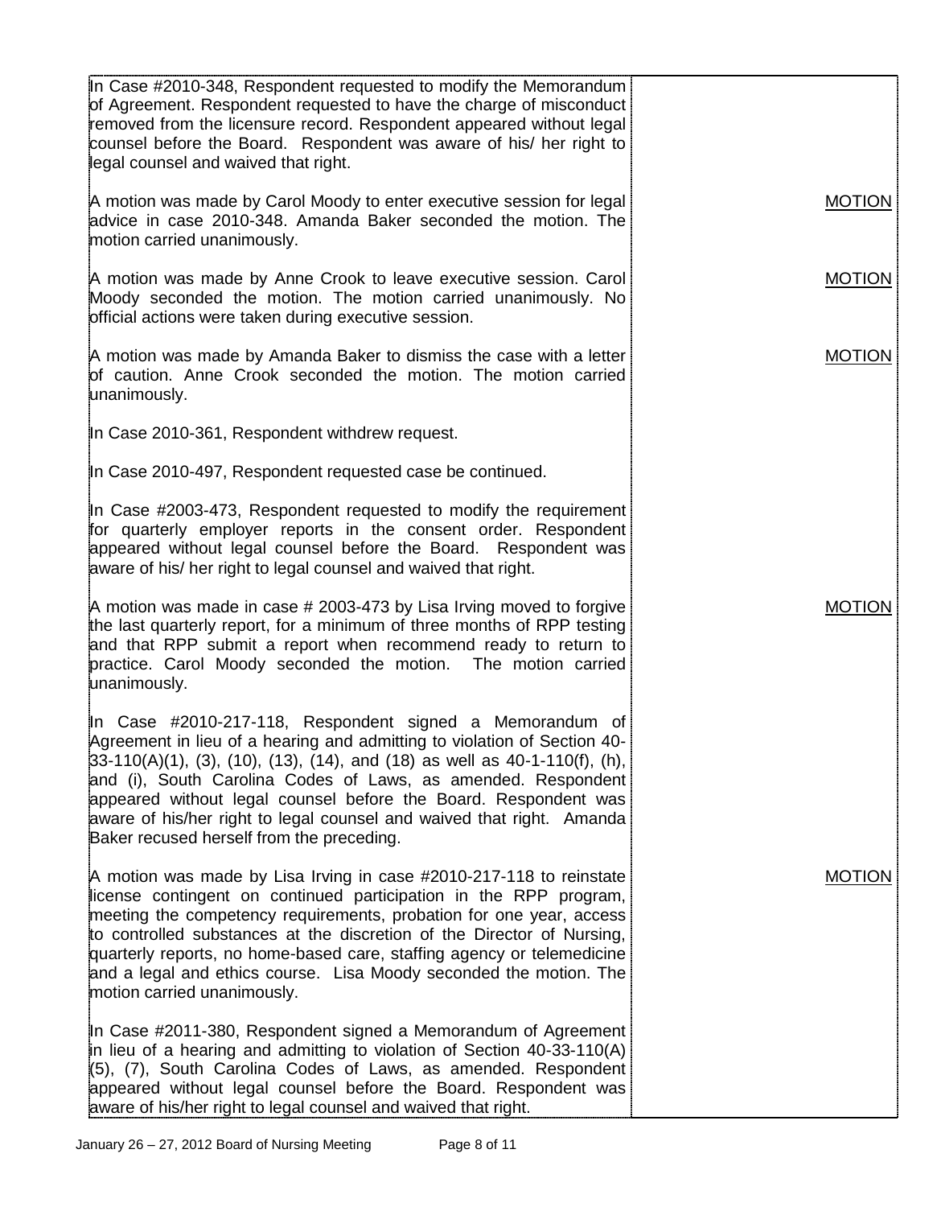| | |
|---|---|
| In Case #2010-348, Respondent requested to modify the Memorandum of Agreement. Respondent requested to have the charge of misconduct removed from the licensure record. Respondent appeared without legal counsel before the Board. Respondent was aware of his/ her right to legal counsel and waived that right. | |
| A motion was made by Carol Moody to enter executive session for legal advice in case 2010-348. Amanda Baker seconded the motion. The motion carried unanimously. | MOTION |
| A motion was made by Anne Crook to leave executive session. Carol Moody seconded the motion. The motion carried unanimously. No official actions were taken during executive session. | MOTION |
| A motion was made by Amanda Baker to dismiss the case with a letter of caution. Anne Crook seconded the motion. The motion carried unanimously. | MOTION |
| In Case 2010-361, Respondent withdrew request. | |
| In Case 2010-497, Respondent requested case be continued. | |
| In Case #2003-473, Respondent requested to modify the requirement for quarterly employer reports in the consent order. Respondent appeared without legal counsel before the Board. Respondent was aware of his/ her right to legal counsel and waived that right. | |
| A motion was made in case # 2003-473 by Lisa Irving moved to forgive the last quarterly report, for a minimum of three months of RPP testing and that RPP submit a report when recommend ready to return to practice. Carol Moody seconded the motion. The motion carried unanimously. | MOTION |
| In Case #2010-217-118, Respondent signed a Memorandum of Agreement in lieu of a hearing and admitting to violation of Section 40-33-110(A)(1), (3), (10), (13), (14), and (18) as well as 40-1-110(f), (h), and (i), South Carolina Codes of Laws, as amended. Respondent appeared without legal counsel before the Board. Respondent was aware of his/her right to legal counsel and waived that right. Amanda Baker recused herself from the preceding. | |
| A motion was made by Lisa Irving in case #2010-217-118 to reinstate license contingent on continued participation in the RPP program, meeting the competency requirements, probation for one year, access to controlled substances at the discretion of the Director of Nursing, quarterly reports, no home-based care, staffing agency or telemedicine and a legal and ethics course. Lisa Moody seconded the motion. The motion carried unanimously. | MOTION |
| In Case #2011-380, Respondent signed a Memorandum of Agreement in lieu of a hearing and admitting to violation of Section 40-33-110(A) (5), (7), South Carolina Codes of Laws, as amended. Respondent appeared without legal counsel before the Board. Respondent was aware of his/her right to legal counsel and waived that right. | |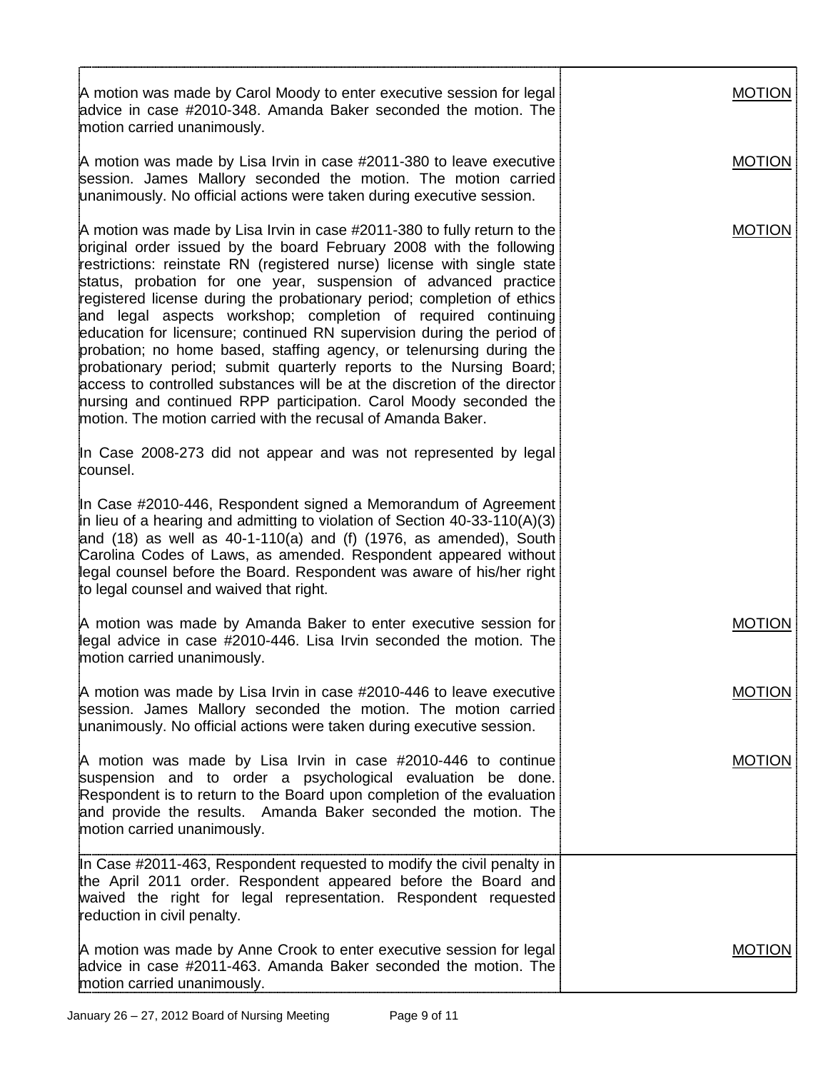| | |
|---|---|
| A motion was made by Carol Moody to enter executive session for legal advice in case #2010-348. Amanda Baker seconded the motion. The motion carried unanimously. | MOTION |
| A motion was made by Lisa Irvin in case #2011-380 to leave executive session. James Mallory seconded the motion. The motion carried unanimously. No official actions were taken during executive session. | MOTION |
| A motion was made by Lisa Irvin in case #2011-380 to fully return to the original order issued by the board February 2008 with the following restrictions: reinstate RN (registered nurse) license with single state status, probation for one year, suspension of advanced practice registered license during the probationary period; completion of ethics and legal aspects workshop; completion of required continuing education for licensure; continued RN supervision during the period of probation; no home based, staffing agency, or telenursing during the probationary period; submit quarterly reports to the Nursing Board; access to controlled substances will be at the discretion of the director nursing and continued RPP participation. Carol Moody seconded the motion. The motion carried with the recusal of Amanda Baker. | MOTION |
| In Case 2008-273 did not appear and was not represented by legal counsel. | |
| In Case #2010-446, Respondent signed a Memorandum of Agreement in lieu of a hearing and admitting to violation of Section 40-33-110(A)(3) and (18) as well as 40-1-110(a) and (f) (1976, as amended), South Carolina Codes of Laws, as amended. Respondent appeared without legal counsel before the Board. Respondent was aware of his/her right to legal counsel and waived that right. | |
| A motion was made by Amanda Baker to enter executive session for legal advice in case #2010-446. Lisa Irvin seconded the motion. The motion carried unanimously. | MOTION |
| A motion was made by Lisa Irvin in case #2010-446 to leave executive session. James Mallory seconded the motion. The motion carried unanimously. No official actions were taken during executive session. | MOTION |
| A motion was made by Lisa Irvin in case #2010-446 to continue suspension and to order a psychological evaluation be done. Respondent is to return to the Board upon completion of the evaluation and provide the results. Amanda Baker seconded the motion. The motion carried unanimously. | MOTION |
| In Case #2011-463, Respondent requested to modify the civil penalty in the April 2011 order. Respondent appeared before the Board and waived the right for legal representation. Respondent requested reduction in civil penalty. | |
| A motion was made by Anne Crook to enter executive session for legal advice in case #2011-463. Amanda Baker seconded the motion. The motion carried unanimously. | MOTION |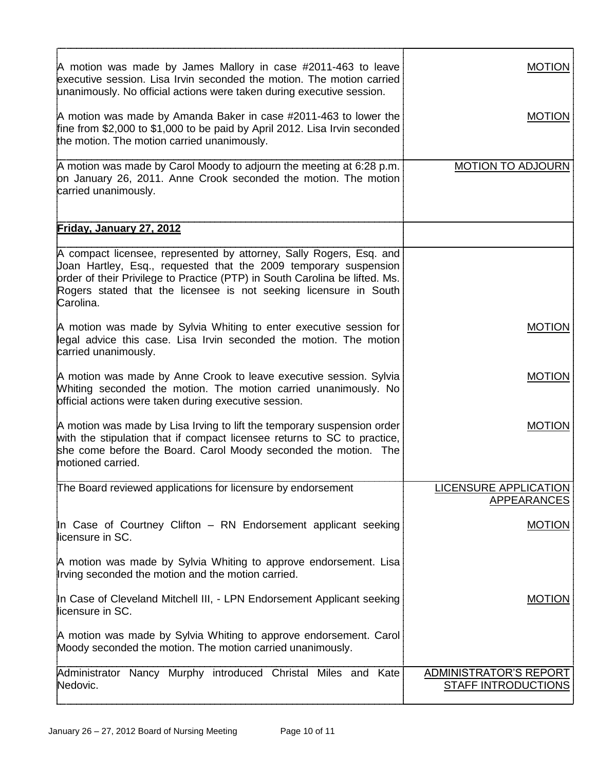| | |
|---|---|
| A motion was made by James Mallory in case #2011-463 to leave executive session. Lisa Irvin seconded the motion. The motion carried unanimously. No official actions were taken during executive session.<br><br>A motion was made by Amanda Baker in case #2011-463 to lower the fine from $2,000 to $1,000 to be paid by April 2012. Lisa Irvin seconded the motion. The motion carried unanimously. | MOTION<br><br>MOTION |
| A motion was made by Carol Moody to adjourn the meeting at 6:28 p.m. on January 26, 2011. Anne Crook seconded the motion. The motion carried unanimously. | MOTION TO ADJOURN |
| **Friday, January 27, 2012** | |
| A compact licensee, represented by attorney, Sally Rogers, Esq. and Joan Hartley, Esq., requested that the 2009 temporary suspension order of their Privilege to Practice (PTP) in South Carolina be lifted. Ms. Rogers stated that the licensee is not seeking licensure in South Carolina.<br><br>A motion was made by Sylvia Whiting to enter executive session for legal advice this case. Lisa Irvin seconded the motion. The motion carried unanimously.<br><br>A motion was made by Anne Crook to leave executive session. Sylvia Whiting seconded the motion. The motion carried unanimously. No official actions were taken during executive session.<br><br>A motion was made by Lisa Irving to lift the temporary suspension order with the stipulation that if compact licensee returns to SC to practice, she come before the Board. Carol Moody seconded the motion. The motioned carried. | <br><br><br><br><br>MOTION<br><br>MOTION<br><br>MOTION |
| The Board reviewed applications for licensure by endorsement<br><br>In Case of Courtney Clifton – RN Endorsement applicant seeking licensure in SC.<br><br>A motion was made by Sylvia Whiting to approve endorsement. Lisa Irving seconded the motion and the motion carried.<br><br>In Case of Cleveland Mitchell III, - LPN Endorsement Applicant seeking licensure in SC.<br><br>A motion was made by Sylvia Whiting to approve endorsement. Carol Moody seconded the motion. The motion carried unanimously. | LICENSURE APPLICATION APPEARANCES<br><br>MOTION<br><br><br><br>MOTION |
| Administrator Nancy Murphy introduced Christal Miles and Kate Nedovic. | ADMINISTRATOR'S REPORT<br>STAFF INTRODUCTIONS |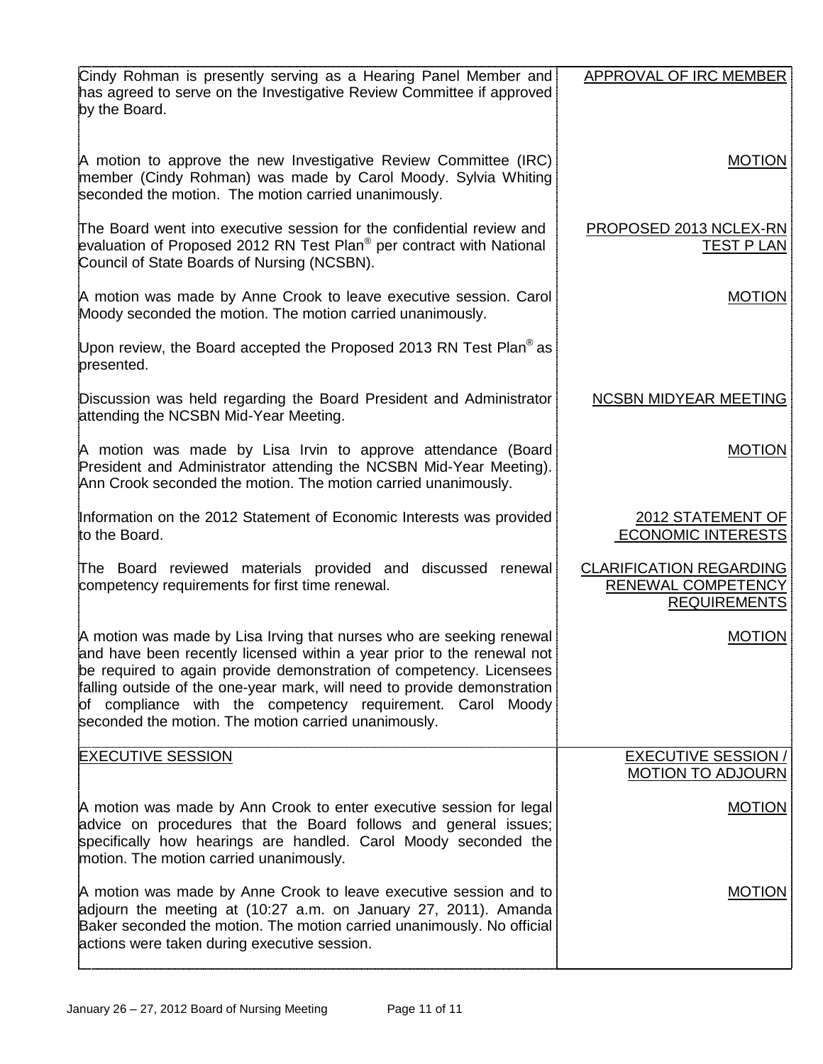| | |
|---|---|
| Cindy Rohman is presently serving as a Hearing Panel Member and has agreed to serve on the Investigative Review Committee if approved by the Board. | APPROVAL OF IRC MEMBER |
| A motion to approve the new Investigative Review Committee (IRC) member (Cindy Rohman) was made by Carol Moody. Sylvia Whiting seconded the motion. The motion carried unanimously. | MOTION |
| The Board went into executive session for the confidential review and evaluation of Proposed 2012 RN Test Plan® per contract with National Council of State Boards of Nursing (NCSBN). | PROPOSED 2013 NCLEX-RN TEST P LAN |
| A motion was made by Anne Crook to leave executive session. Carol Moody seconded the motion. The motion carried unanimously. | MOTION |
| Upon review, the Board accepted the Proposed 2013 RN Test Plan® as presented. | |
| Discussion was held regarding the Board President and Administrator attending the NCSBN Mid-Year Meeting. | NCSBN MIDYEAR MEETING |
| A motion was made by Lisa Irvin to approve attendance (Board President and Administrator attending the NCSBN Mid-Year Meeting). Ann Crook seconded the motion. The motion carried unanimously. | MOTION |
| Information on the 2012 Statement of Economic Interests was provided to the Board. | 2012 STATEMENT OF ECONOMIC INTERESTS |
| The Board reviewed materials provided and discussed renewal competency requirements for first time renewal. | CLARIFICATION REGARDING RENEWAL COMPETENCY REQUIREMENTS |
| A motion was made by Lisa Irving that nurses who are seeking renewal and have been recently licensed within a year prior to the renewal not be required to again provide demonstration of competency. Licensees falling outside of the one-year mark, will need to provide demonstration of compliance with the competency requirement. Carol Moody seconded the motion. The motion carried unanimously. | MOTION |
| EXECUTIVE SESSION | EXECUTIVE SESSION / MOTION TO ADJOURN |
| A motion was made by Ann Crook to enter executive session for legal advice on procedures that the Board follows and general issues; specifically how hearings are handled. Carol Moody seconded the motion. The motion carried unanimously. | MOTION |
| A motion was made by Anne Crook to leave executive session and to adjourn the meeting at (10:27 a.m. on January 27, 2011). Amanda Baker seconded the motion. The motion carried unanimously. No official actions were taken during executive session. | MOTION |